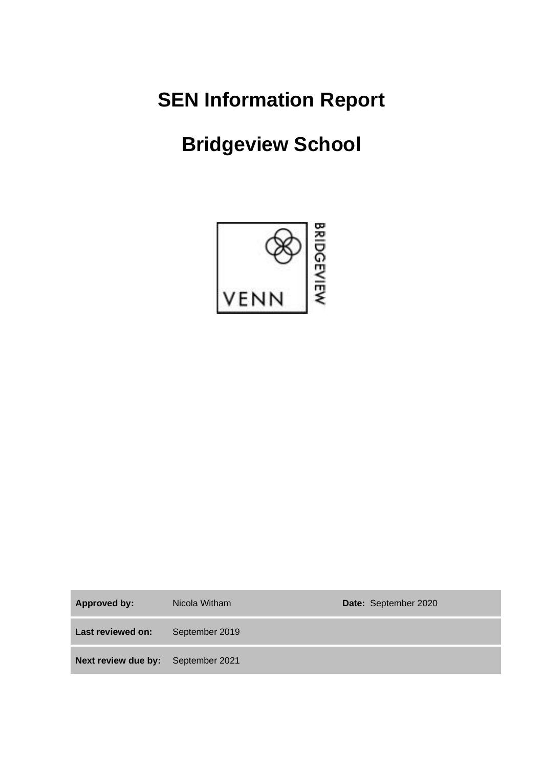# SEN Information Report

# Bridgeview School

| Approved by: | Nicola Witham | Date: September 2020 |
|---|---|---|
| Last reviewed on: | September 2019 | |
| Next review due by: | September 2021 | |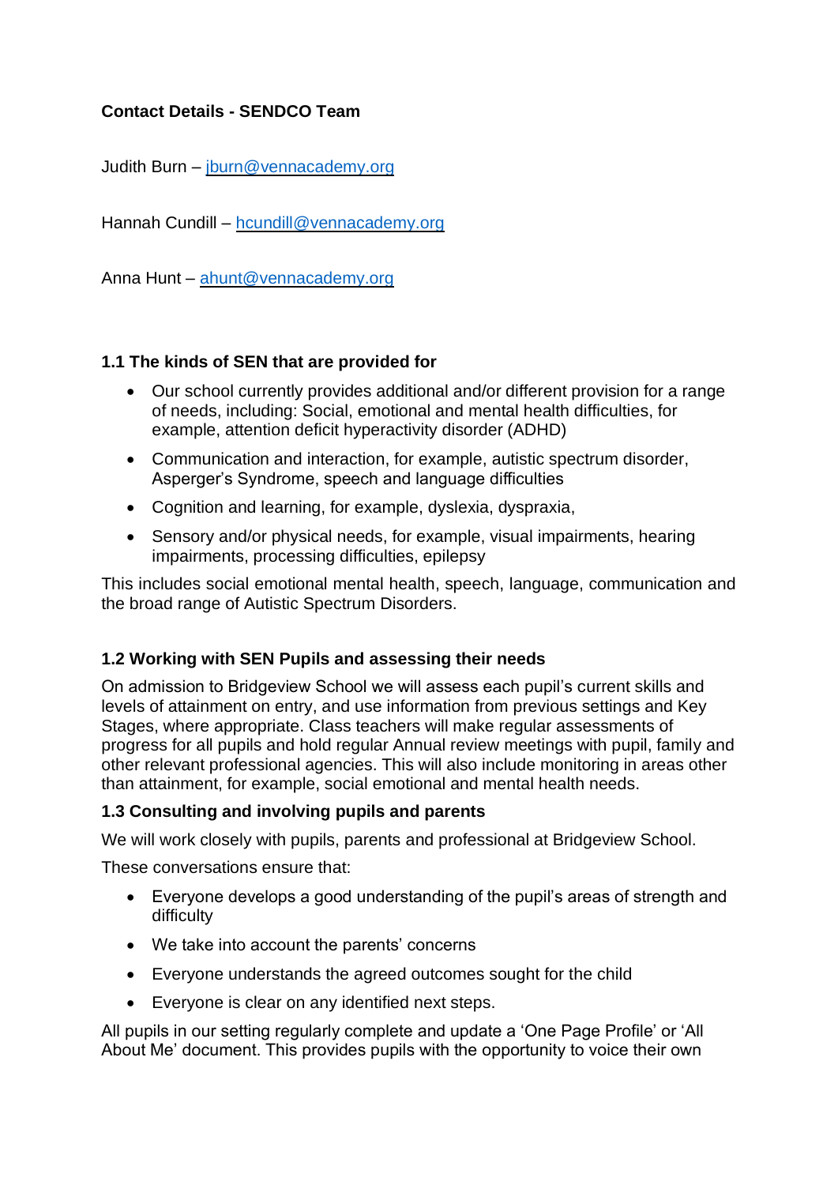**Contact Details - SENDCO Team**

Judith Burn – [jburn@vennacademy.org](mailto:jburn@vennacademy.org)

Hannah Cundill – [hcundill@vennacademy.org](mailto:hcundill@vennacademy.org)

Anna Hunt – [ahunt@vennacademy.org](mailto:ahunt@vennacademy.org)

### 1.1 The kinds of SEN that are provided for

- Our school currently provides additional and/or different provision for a range of needs, including: Social, emotional and mental health difficulties, for example, attention deficit hyperactivity disorder (ADHD)
- Communication and interaction, for example, autistic spectrum disorder, Asperger's Syndrome, speech and language difficulties
- Cognition and learning, for example, dyslexia, dyspraxia,
- Sensory and/or physical needs, for example, visual impairments, hearing impairments, processing difficulties, epilepsy

This includes social emotional mental health, speech, language, communication and the broad range of Autistic Spectrum Disorders.

### 1.2 Working with SEN Pupils and assessing their needs

On admission to Bridgeview School we will assess each pupil's current skills and levels of attainment on entry, and use information from previous settings and Key Stages, where appropriate. Class teachers will make regular assessments of progress for all pupils and hold regular Annual review meetings with pupil, family and other relevant professional agencies. This will also include monitoring in areas other than attainment, for example, social emotional and mental health needs.

### 1.3 Consulting and involving pupils and parents

We will work closely with pupils, parents and professional at Bridgeview School.

These conversations ensure that:

- Everyone develops a good understanding of the pupil's areas of strength and difficulty
- We take into account the parents' concerns
- Everyone understands the agreed outcomes sought for the child
- Everyone is clear on any identified next steps.

All pupils in our setting regularly complete and update a 'One Page Profile' or 'All About Me' document. This provides pupils with the opportunity to voice their own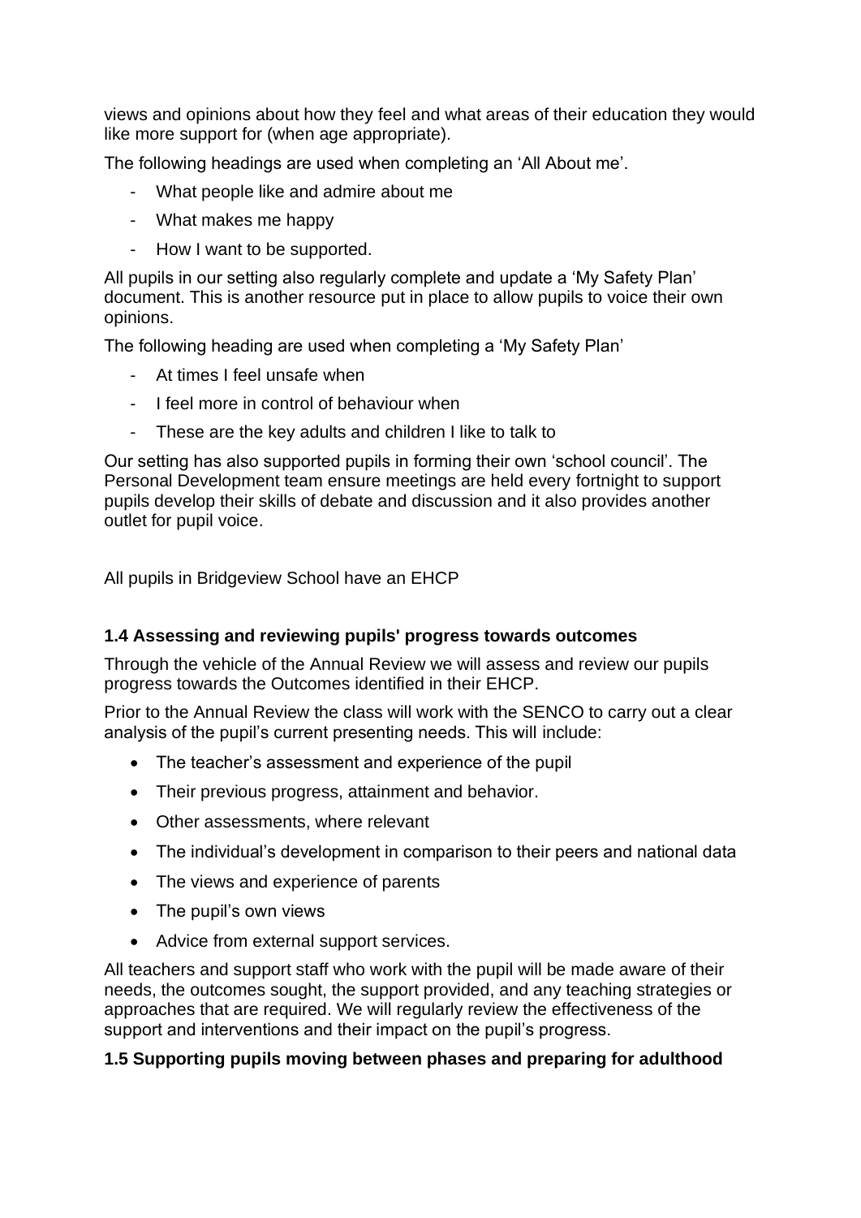views and opinions about how they feel and what areas of their education they would like more support for (when age appropriate).

The following headings are used when completing an 'All About me'.

- What people like and admire about me
- What makes me happy
- How I want to be supported.

All pupils in our setting also regularly complete and update a 'My Safety Plan' document. This is another resource put in place to allow pupils to voice their own opinions.

The following heading are used when completing a 'My Safety Plan'

- At times I feel unsafe when
- I feel more in control of behaviour when
- These are the key adults and children I like to talk to

Our setting has also supported pupils in forming their own 'school council'. The Personal Development team ensure meetings are held every fortnight to support pupils develop their skills of debate and discussion and it also provides another outlet for pupil voice.

All pupils in Bridgeview School have an EHCP

**1.4 Assessing and reviewing pupils' progress towards outcomes**

Through the vehicle of the Annual Review we will assess and review our pupils progress towards the Outcomes identified in their EHCP.

Prior to the Annual Review the class will work with the SENCO to carry out a clear analysis of the pupil's current presenting needs. This will include:

- The teacher's assessment and experience of the pupil
- Their previous progress, attainment and behavior.
- Other assessments, where relevant
- The individual's development in comparison to their peers and national data
- The views and experience of parents
- The pupil's own views
- Advice from external support services.

All teachers and support staff who work with the pupil will be made aware of their needs, the outcomes sought, the support provided, and any teaching strategies or approaches that are required. We will regularly review the effectiveness of the support and interventions and their impact on the pupil's progress.

**1.5 Supporting pupils moving between phases and preparing for adulthood**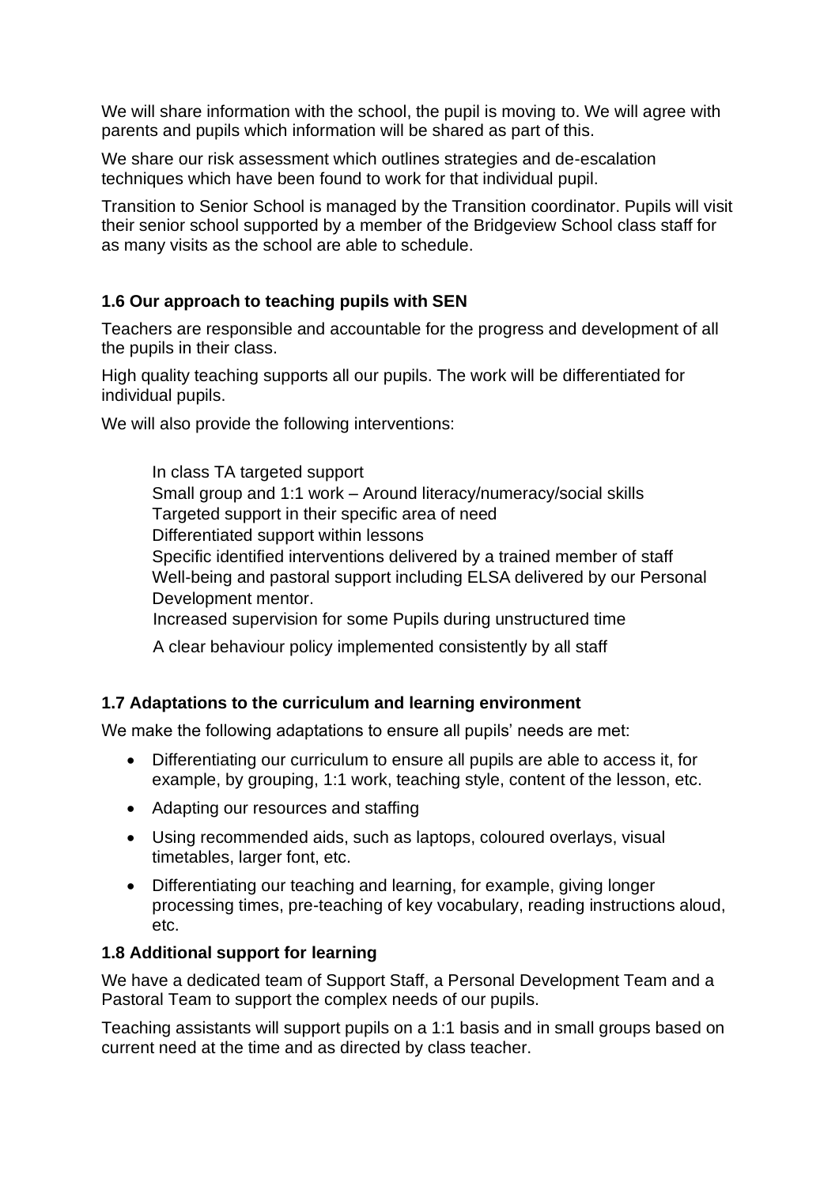We will share information with the school, the pupil is moving to. We will agree with parents and pupils which information will be shared as part of this.

We share our risk assessment which outlines strategies and de-escalation techniques which have been found to work for that individual pupil.

Transition to Senior School is managed by the Transition coordinator. Pupils will visit their senior school supported by a member of the Bridgeview School class staff for as many visits as the school are able to schedule.

### 1.6 Our approach to teaching pupils with SEN

Teachers are responsible and accountable for the progress and development of all the pupils in their class.

High quality teaching supports all our pupils. The work will be differentiated for individual pupils.

We will also provide the following interventions:

In class TA targeted support
Small group and 1:1 work – Around literacy/numeracy/social skills
Targeted support in their specific area of need
Differentiated support within lessons
Specific identified interventions delivered by a trained member of staff
Well-being and pastoral support including ELSA delivered by our Personal Development mentor.
Increased supervision for some Pupils during unstructured time
A clear behaviour policy implemented consistently by all staff

### 1.7 Adaptations to the curriculum and learning environment

We make the following adaptations to ensure all pupils' needs are met:

- Differentiating our curriculum to ensure all pupils are able to access it, for example, by grouping, 1:1 work, teaching style, content of the lesson, etc.
- Adapting our resources and staffing
- Using recommended aids, such as laptops, coloured overlays, visual timetables, larger font, etc.
- Differentiating our teaching and learning, for example, giving longer processing times, pre-teaching of key vocabulary, reading instructions aloud, etc.

### 1.8 Additional support for learning

We have a dedicated team of Support Staff, a Personal Development Team and a Pastoral Team to support the complex needs of our pupils.

Teaching assistants will support pupils on a 1:1 basis and in small groups based on current need at the time and as directed by class teacher.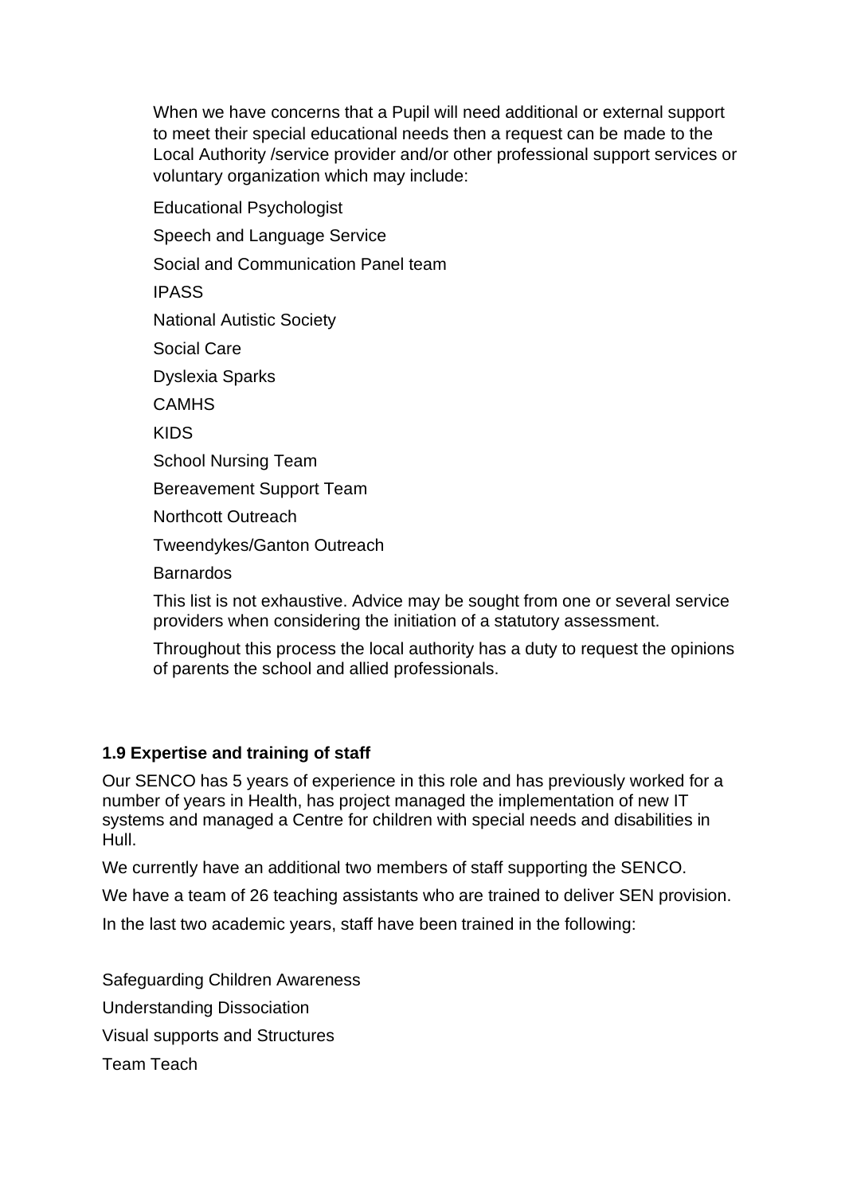When we have concerns that a Pupil will need additional or external support to meet their special educational needs then a request can be made to the Local Authority /service provider and/or other professional support services or voluntary organization which may include:

Educational Psychologist

Speech and Language Service

Social and Communication Panel team

IPASS

National Autistic Society

Social Care

Dyslexia Sparks

CAMHS

KIDS

School Nursing Team

Bereavement Support Team

Northcott Outreach

Tweendykes/Ganton Outreach

Barnardos

This list is not exhaustive. Advice may be sought from one or several service providers when considering the initiation of a statutory assessment.

Throughout this process the local authority has a duty to request the opinions of parents the school and allied professionals.

**1.9 Expertise and training of staff**

Our SENCO has 5 years of experience in this role and has previously worked for a number of years in Health, has project managed the implementation of new IT systems and managed a Centre for children with special needs and disabilities in Hull.

We currently have an additional two members of staff supporting the SENCO.

We have a team of 26 teaching assistants who are trained to deliver SEN provision.

In the last two academic years, staff have been trained in the following:

Safeguarding Children Awareness

Understanding Dissociation

Visual supports and Structures

Team Teach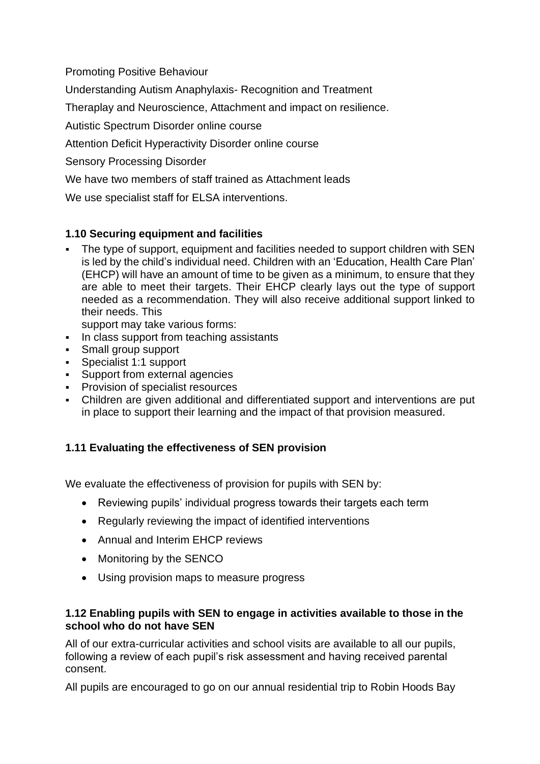Promoting Positive Behaviour

Understanding Autism Anaphylaxis- Recognition and Treatment

Theraplay and Neuroscience, Attachment and impact on resilience.

Autistic Spectrum Disorder online course

Attention Deficit Hyperactivity Disorder online course

Sensory Processing Disorder

We have two members of staff trained as Attachment leads

We use specialist staff for ELSA interventions.

### 1.10 Securing equipment and facilities

- The type of support, equipment and facilities needed to support children with SEN is led by the child's individual need. Children with an 'Education, Health Care Plan' (EHCP) will have an amount of time to be given as a minimum, to ensure that they are able to meet their targets. Their EHCP clearly lays out the type of support needed as a recommendation. They will also receive additional support linked to their needs. This
  support may take various forms:
- In class support from teaching assistants
- Small group support
- Specialist 1:1 support
- Support from external agencies
- Provision of specialist resources
- Children are given additional and differentiated support and interventions are put in place to support their learning and the impact of that provision measured.

### 1.11 Evaluating the effectiveness of SEN provision

We evaluate the effectiveness of provision for pupils with SEN by:

- Reviewing pupils' individual progress towards their targets each term
- Regularly reviewing the impact of identified interventions
- Annual and Interim EHCP reviews
- Monitoring by the SENCO
- Using provision maps to measure progress

### 1.12 Enabling pupils with SEN to engage in activities available to those in the school who do not have SEN

All of our extra-curricular activities and school visits are available to all our pupils, following a review of each pupil's risk assessment and having received parental consent.

All pupils are encouraged to go on our annual residential trip to Robin Hoods Bay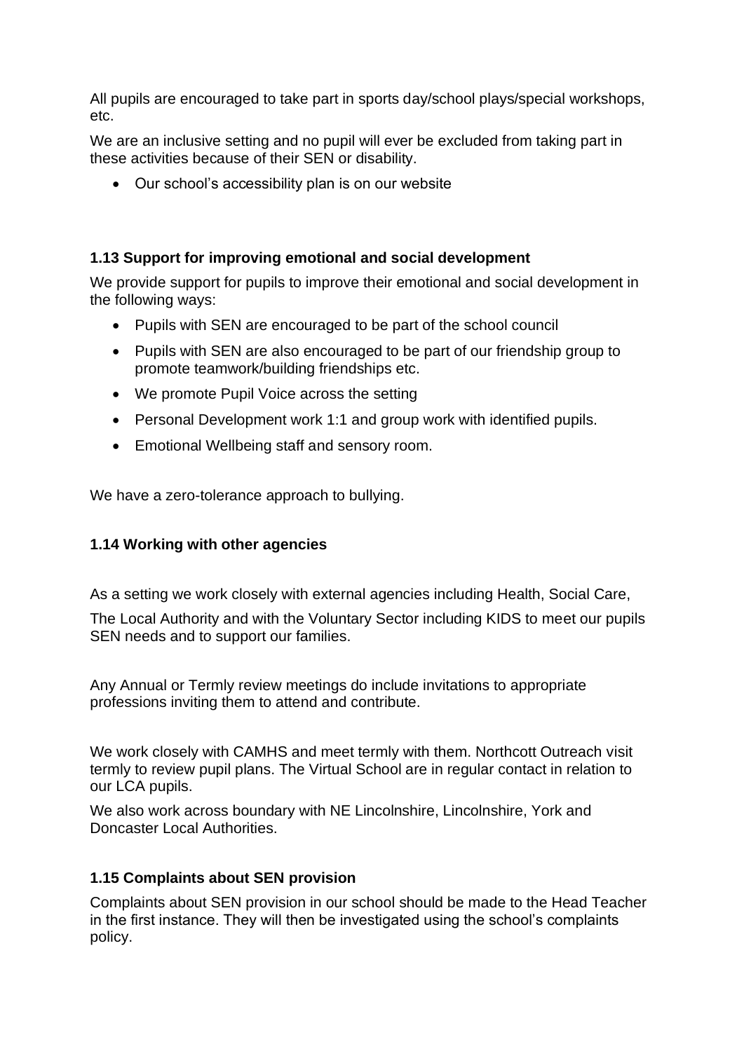All pupils are encouraged to take part in sports day/school plays/special workshops, etc.

We are an inclusive setting and no pupil will ever be excluded from taking part in these activities because of their SEN or disability.

- Our school's accessibility plan is on our website

### 1.13 Support for improving emotional and social development

We provide support for pupils to improve their emotional and social development in the following ways:

- Pupils with SEN are encouraged to be part of the school council
- Pupils with SEN are also encouraged to be part of our friendship group to promote teamwork/building friendships etc.
- We promote Pupil Voice across the setting
- Personal Development work 1:1 and group work with identified pupils.
- Emotional Wellbeing staff and sensory room.

We have a zero-tolerance approach to bullying.

### 1.14 Working with other agencies

As a setting we work closely with external agencies including Health, Social Care,

The Local Authority and with the Voluntary Sector including KIDS to meet our pupils SEN needs and to support our families.

Any Annual or Termly review meetings do include invitations to appropriate professions inviting them to attend and contribute.

We work closely with CAMHS and meet termly with them. Northcott Outreach visit termly to review pupil plans. The Virtual School are in regular contact in relation to our LCA pupils.

We also work across boundary with NE Lincolnshire, Lincolnshire, York and Doncaster Local Authorities.

### 1.15 Complaints about SEN provision

Complaints about SEN provision in our school should be made to the Head Teacher in the first instance. They will then be investigated using the school's complaints policy.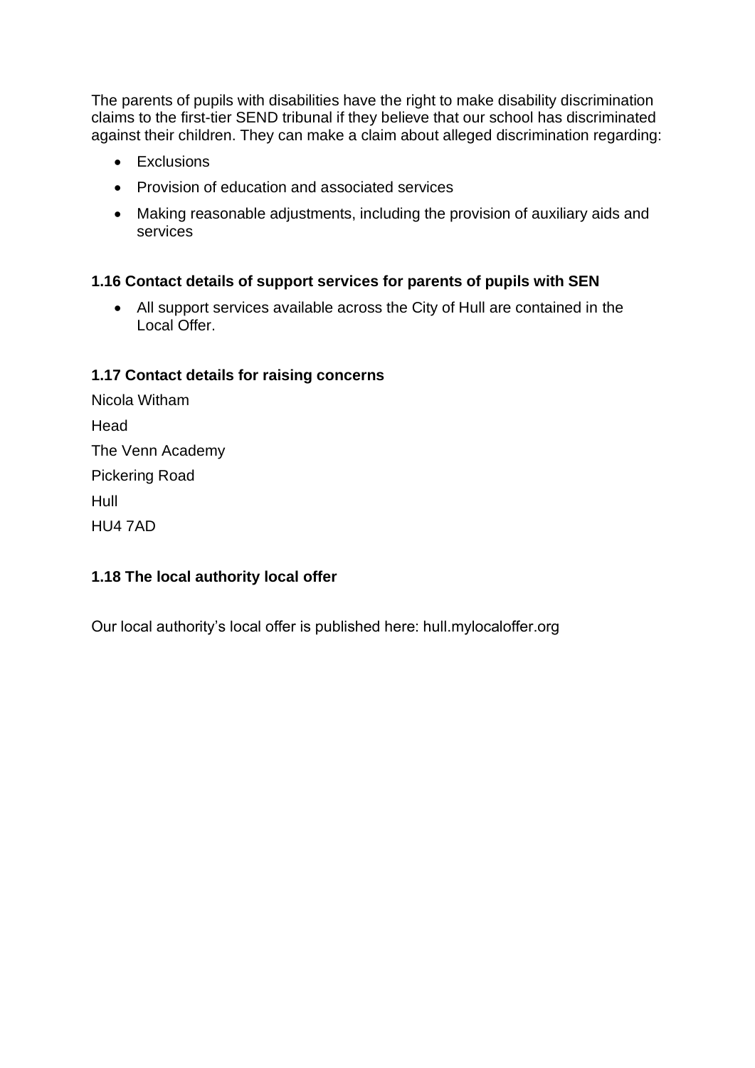The parents of pupils with disabilities have the right to make disability discrimination claims to the first-tier SEND tribunal if they believe that our school has discriminated against their children. They can make a claim about alleged discrimination regarding:

- Exclusions
- Provision of education and associated services
- Making reasonable adjustments, including the provision of auxiliary aids and services

### 1.16 Contact details of support services for parents of pupils with SEN

- All support services available across the City of Hull are contained in the Local Offer.

### 1.17 Contact details for raising concerns

Nicola Witham

Head

The Venn Academy

Pickering Road

Hull

HU4 7AD

### 1.18 The local authority local offer

Our local authority's local offer is published here: hull.mylocaloffer.org